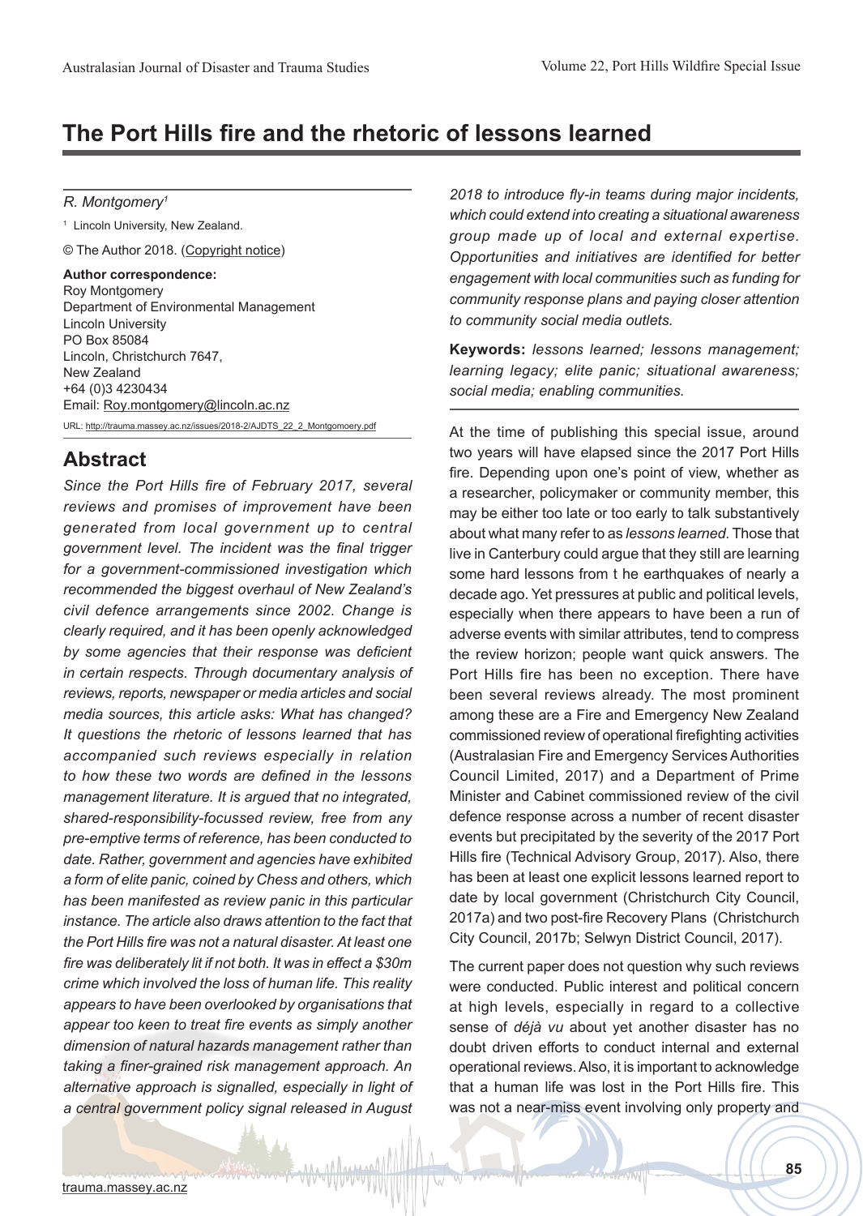# The Port Hills fire and the rhetoric of lessons learned

*R. Montgomery*[1]

[1] Lincoln University, New Zealand.

© The Author 2018. (Copyright notice)

**Author correspondence:**
Roy Montgomery
Department of Environmental Management
Lincoln University
PO Box 85084
Lincoln, Christchurch 7647,
New Zealand
+64 (0)3 4230434
Email: Roy.montgomery@lincoln.ac.nz

URL: http://trauma.massey.ac.nz/issues/2018-2/AJDTS_22_2_Montgomoery.pdf

## Abstract

*Since the Port Hills fire of February 2017, several reviews and promises of improvement have been generated from local government up to central government level. The incident was the final trigger for a government-commissioned investigation which recommended the biggest overhaul of New Zealand's civil defence arrangements since 2002. Change is clearly required, and it has been openly acknowledged by some agencies that their response was deficient in certain respects. Through documentary analysis of reviews, reports, newspaper or media articles and social media sources, this article asks: What has changed? It questions the rhetoric of lessons learned that has accompanied such reviews especially in relation to how these two words are defined in the lessons management literature. It is argued that no integrated, shared-responsibility-focussed review, free from any pre-emptive terms of reference, has been conducted to date. Rather, government and agencies have exhibited a form of elite panic, coined by Chess and others, which has been manifested as review panic in this particular instance. The article also draws attention to the fact that the Port Hills fire was not a natural disaster. At least one fire was deliberately lit if not both. It was in effect a $30m crime which involved the loss of human life. This reality appears to have been overlooked by organisations that appear too keen to treat fire events as simply another dimension of natural hazards management rather than taking a finer-grained risk management approach. An alternative approach is signalled, especially in light of a central government policy signal released in August 2018 to introduce fly-in teams during major incidents, which could extend into creating a situational awareness group made up of local and external expertise. Opportunities and initiatives are identified for better engagement with local communities such as funding for community response plans and paying closer attention to community social media outlets.*

**Keywords:** *lessons learned; lessons management; learning legacy; elite panic; situational awareness; social media; enabling communities.*

At the time of publishing this special issue, around two years will have elapsed since the 2017 Port Hills fire. Depending upon one's point of view, whether as a researcher, policymaker or community member, this may be either too late or too early to talk substantively about what many refer to as *lessons learned*. Those that live in Canterbury could argue that they still are learning some hard lessons from t he earthquakes of nearly a decade ago. Yet pressures at public and political levels, especially when there appears to have been a run of adverse events with similar attributes, tend to compress the review horizon; people want quick answers. The Port Hills fire has been no exception. There have been several reviews already. The most prominent among these are a Fire and Emergency New Zealand commissioned review of operational firefighting activities (Australasian Fire and Emergency Services Authorities Council Limited, 2017) and a Department of Prime Minister and Cabinet commissioned review of the civil defence response across a number of recent disaster events but precipitated by the severity of the 2017 Port Hills fire (Technical Advisory Group, 2017). Also, there has been at least one explicit lessons learned report to date by local government (Christchurch City Council, 2017a) and two post-fire Recovery Plans (Christchurch City Council, 2017b; Selwyn District Council, 2017).

The current paper does not question why such reviews were conducted. Public interest and political concern at high levels, especially in regard to a collective sense of *déjà vu* about yet another disaster has no doubt driven efforts to conduct internal and external operational reviews. Also, it is important to acknowledge that a human life was lost in the Port Hills fire. This was not a near-miss event involving only property and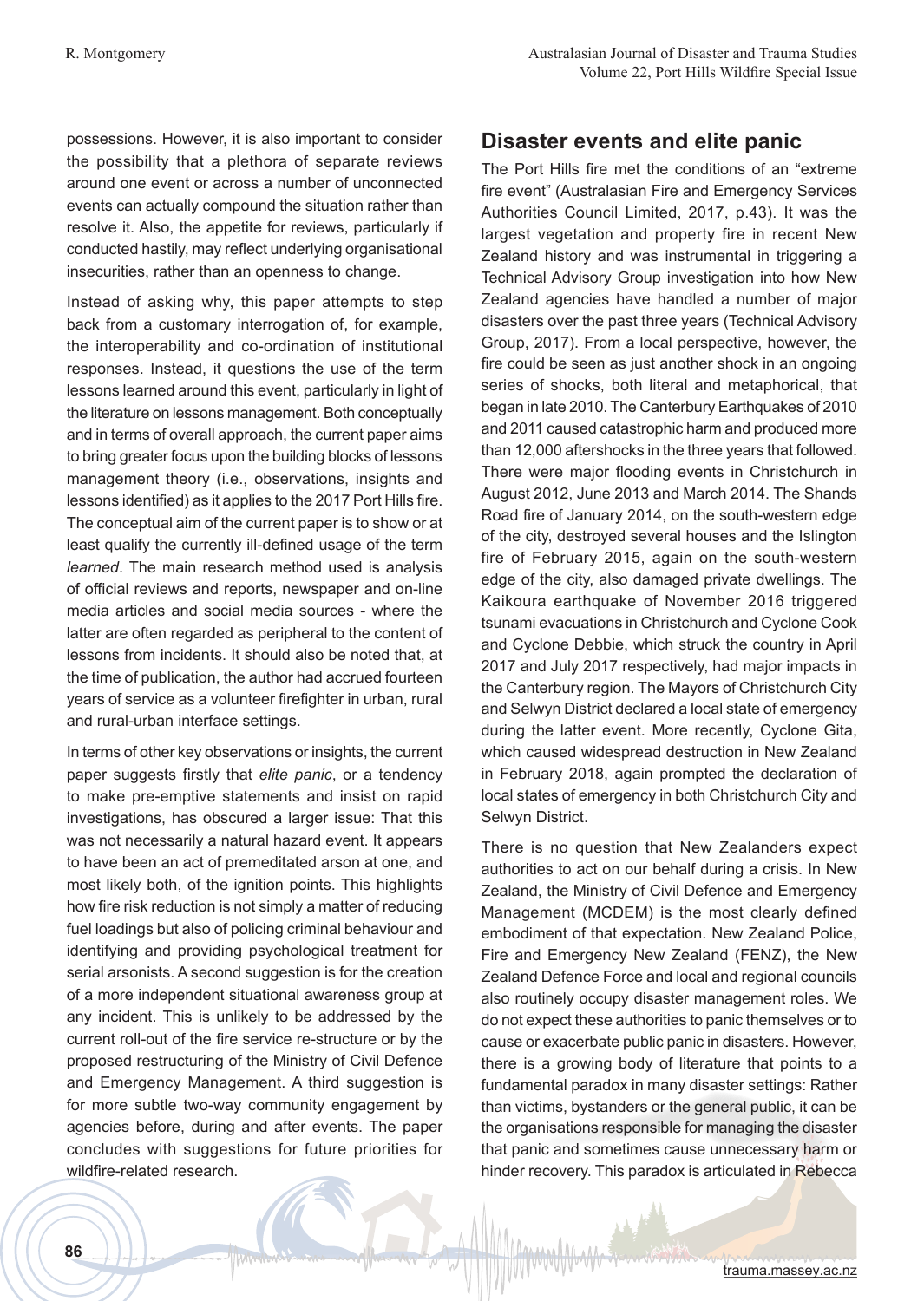possessions. However, it is also important to consider the possibility that a plethora of separate reviews around one event or across a number of unconnected events can actually compound the situation rather than resolve it. Also, the appetite for reviews, particularly if conducted hastily, may reflect underlying organisational insecurities, rather than an openness to change.

Instead of asking why, this paper attempts to step back from a customary interrogation of, for example, the interoperability and co-ordination of institutional responses. Instead, it questions the use of the term lessons learned around this event, particularly in light of the literature on lessons management. Both conceptually and in terms of overall approach, the current paper aims to bring greater focus upon the building blocks of lessons management theory (i.e., observations, insights and lessons identified) as it applies to the 2017 Port Hills fire. The conceptual aim of the current paper is to show or at least qualify the currently ill-defined usage of the term *learned*. The main research method used is analysis of official reviews and reports, newspaper and on-line media articles and social media sources - where the latter are often regarded as peripheral to the content of lessons from incidents. It should also be noted that, at the time of publication, the author had accrued fourteen years of service as a volunteer firefighter in urban, rural and rural-urban interface settings.

In terms of other key observations or insights, the current paper suggests firstly that *elite panic*, or a tendency to make pre-emptive statements and insist on rapid investigations, has obscured a larger issue: That this was not necessarily a natural hazard event. It appears to have been an act of premeditated arson at one, and most likely both, of the ignition points. This highlights how fire risk reduction is not simply a matter of reducing fuel loadings but also of policing criminal behaviour and identifying and providing psychological treatment for serial arsonists. A second suggestion is for the creation of a more independent situational awareness group at any incident. This is unlikely to be addressed by the current roll-out of the fire service re-structure or by the proposed restructuring of the Ministry of Civil Defence and Emergency Management. A third suggestion is for more subtle two-way community engagement by agencies before, during and after events. The paper concludes with suggestions for future priorities for wildfire-related research.

## Disaster events and elite panic

The Port Hills fire met the conditions of an "extreme fire event" (Australasian Fire and Emergency Services Authorities Council Limited, 2017, p.43). It was the largest vegetation and property fire in recent New Zealand history and was instrumental in triggering a Technical Advisory Group investigation into how New Zealand agencies have handled a number of major disasters over the past three years (Technical Advisory Group, 2017). From a local perspective, however, the fire could be seen as just another shock in an ongoing series of shocks, both literal and metaphorical, that began in late 2010. The Canterbury Earthquakes of 2010 and 2011 caused catastrophic harm and produced more than 12,000 aftershocks in the three years that followed. There were major flooding events in Christchurch in August 2012, June 2013 and March 2014. The Shands Road fire of January 2014, on the south-western edge of the city, destroyed several houses and the Islington fire of February 2015, again on the south-western edge of the city, also damaged private dwellings. The Kaikoura earthquake of November 2016 triggered tsunami evacuations in Christchurch and Cyclone Cook and Cyclone Debbie, which struck the country in April 2017 and July 2017 respectively, had major impacts in the Canterbury region. The Mayors of Christchurch City and Selwyn District declared a local state of emergency during the latter event. More recently, Cyclone Gita, which caused widespread destruction in New Zealand in February 2018, again prompted the declaration of local states of emergency in both Christchurch City and Selwyn District.

There is no question that New Zealanders expect authorities to act on our behalf during a crisis. In New Zealand, the Ministry of Civil Defence and Emergency Management (MCDEM) is the most clearly defined embodiment of that expectation. New Zealand Police, Fire and Emergency New Zealand (FENZ), the New Zealand Defence Force and local and regional councils also routinely occupy disaster management roles. We do not expect these authorities to panic themselves or to cause or exacerbate public panic in disasters. However, there is a growing body of literature that points to a fundamental paradox in many disaster settings: Rather than victims, bystanders or the general public, it can be the organisations responsible for managing the disaster that panic and sometimes cause unnecessary harm or hinder recovery. This paradox is articulated in Rebecca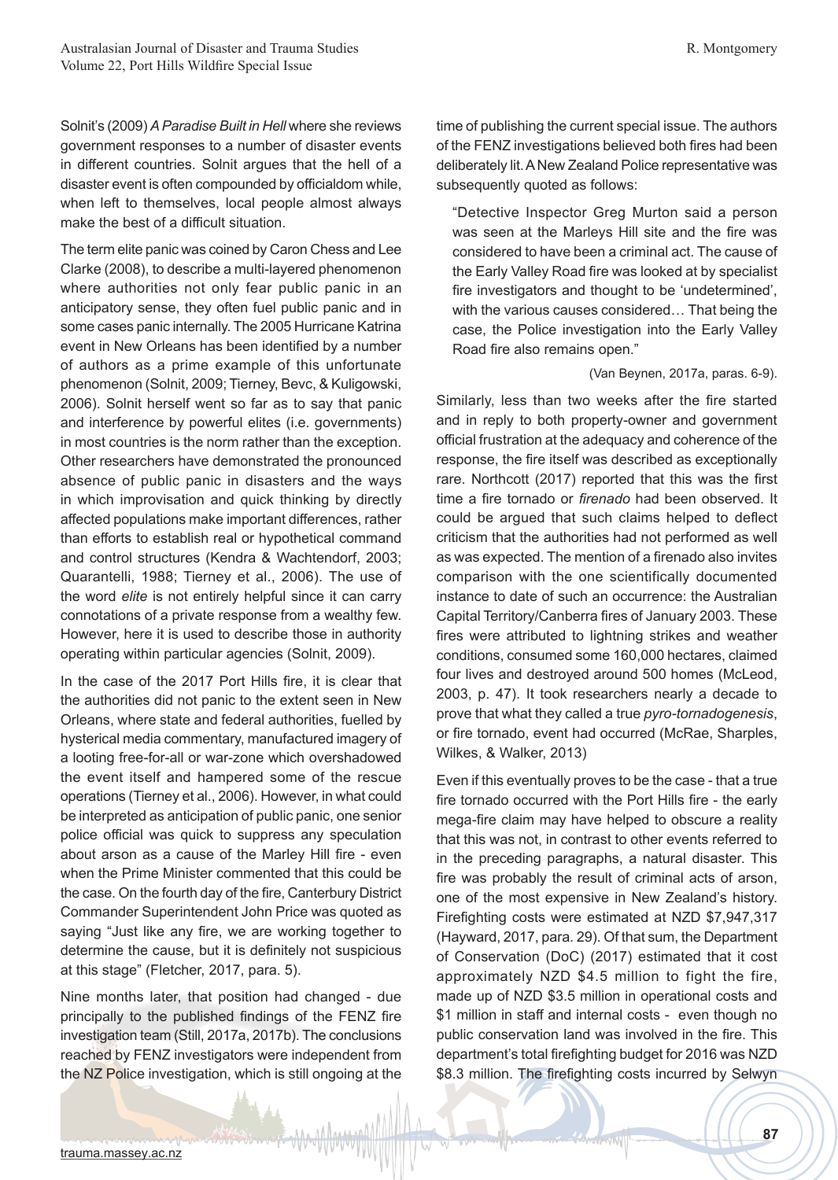Solnit's (2009) *A Paradise Built in Hell* where she reviews government responses to a number of disaster events in different countries. Solnit argues that the hell of a disaster event is often compounded by officialdom while, when left to themselves, local people almost always make the best of a difficult situation.

The term elite panic was coined by Caron Chess and Lee Clarke (2008), to describe a multi-layered phenomenon where authorities not only fear public panic in an anticipatory sense, they often fuel public panic and in some cases panic internally. The 2005 Hurricane Katrina event in New Orleans has been identified by a number of authors as a prime example of this unfortunate phenomenon (Solnit, 2009; Tierney, Bevc, & Kuligowski, 2006). Solnit herself went so far as to say that panic and interference by powerful elites (i.e. governments) in most countries is the norm rather than the exception. Other researchers have demonstrated the pronounced absence of public panic in disasters and the ways in which improvisation and quick thinking by directly affected populations make important differences, rather than efforts to establish real or hypothetical command and control structures (Kendra & Wachtendorf, 2003; Quarantelli, 1988; Tierney et al., 2006). The use of the word *elite* is not entirely helpful since it can carry connotations of a private response from a wealthy few. However, here it is used to describe those in authority operating within particular agencies (Solnit, 2009).

In the case of the 2017 Port Hills fire, it is clear that the authorities did not panic to the extent seen in New Orleans, where state and federal authorities, fuelled by hysterical media commentary, manufactured imagery of a looting free-for-all or war-zone which overshadowed the event itself and hampered some of the rescue operations (Tierney et al., 2006). However, in what could be interpreted as anticipation of public panic, one senior police official was quick to suppress any speculation about arson as a cause of the Marley Hill fire - even when the Prime Minister commented that this could be the case. On the fourth day of the fire, Canterbury District Commander Superintendent John Price was quoted as saying "Just like any fire, we are working together to determine the cause, but it is definitely not suspicious at this stage" (Fletcher, 2017, para. 5).

Nine months later, that position had changed - due principally to the published findings of the FENZ fire investigation team (Still, 2017a, 2017b). The conclusions reached by FENZ investigators were independent from the NZ Police investigation, which is still ongoing at the time of publishing the current special issue. The authors of the FENZ investigations believed both fires had been deliberately lit. A New Zealand Police representative was subsequently quoted as follows:

> "Detective Inspector Greg Murton said a person was seen at the Marleys Hill site and the fire was considered to have been a criminal act. The cause of the Early Valley Road fire was looked at by specialist fire investigators and thought to be 'undetermined', with the various causes considered… That being the case, the Police investigation into the Early Valley Road fire also remains open."
>
> (Van Beynen, 2017a, paras. 6-9).

Similarly, less than two weeks after the fire started and in reply to both property-owner and government official frustration at the adequacy and coherence of the response, the fire itself was described as exceptionally rare. Northcott (2017) reported that this was the first time a fire tornado or *firenado* had been observed. It could be argued that such claims helped to deflect criticism that the authorities had not performed as well as was expected. The mention of a firenado also invites comparison with the one scientifically documented instance to date of such an occurrence: the Australian Capital Territory/Canberra fires of January 2003. These fires were attributed to lightning strikes and weather conditions, consumed some 160,000 hectares, claimed four lives and destroyed around 500 homes (McLeod, 2003, p. 47). It took researchers nearly a decade to prove that what they called a true *pyro-tornadogenesis*, or fire tornado, event had occurred (McRae, Sharples, Wilkes, & Walker, 2013)

Even if this eventually proves to be the case - that a true fire tornado occurred with the Port Hills fire - the early mega-fire claim may have helped to obscure a reality that this was not, in contrast to other events referred to in the preceding paragraphs, a natural disaster. This fire was probably the result of criminal acts of arson, one of the most expensive in New Zealand's history. Firefighting costs were estimated at NZD $7,947,317 (Hayward, 2017, para. 29). Of that sum, the Department of Conservation (DoC) (2017) estimated that it cost approximately NZD $4.5 million to fight the fire, made up of NZD $3.5 million in operational costs and $1 million in staff and internal costs - even though no public conservation land was involved in the fire. This department's total firefighting budget for 2016 was NZD $8.3 million. The firefighting costs incurred by Selwyn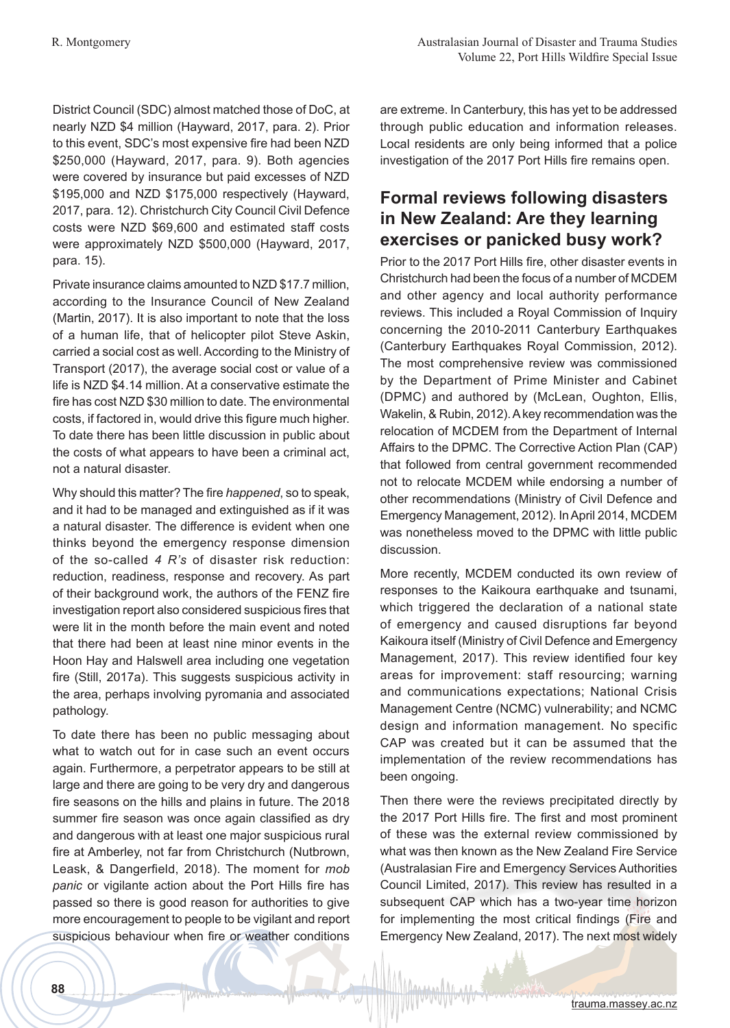District Council (SDC) almost matched those of DoC, at nearly NZD $4 million (Hayward, 2017, para. 2). Prior to this event, SDC's most expensive fire had been NZD $250,000 (Hayward, 2017, para. 9). Both agencies were covered by insurance but paid excesses of NZD $195,000 and NZD $175,000 respectively (Hayward, 2017, para. 12). Christchurch City Council Civil Defence costs were NZD $69,600 and estimated staff costs were approximately NZD $500,000 (Hayward, 2017, para. 15).

Private insurance claims amounted to NZD $17.7 million, according to the Insurance Council of New Zealand (Martin, 2017). It is also important to note that the loss of a human life, that of helicopter pilot Steve Askin, carried a social cost as well. According to the Ministry of Transport (2017), the average social cost or value of a life is NZD $4.14 million. At a conservative estimate the fire has cost NZD $30 million to date. The environmental costs, if factored in, would drive this figure much higher. To date there has been little discussion in public about the costs of what appears to have been a criminal act, not a natural disaster.

Why should this matter? The fire *happened*, so to speak, and it had to be managed and extinguished as if it was a natural disaster. The difference is evident when one thinks beyond the emergency response dimension of the so-called *4 R's* of disaster risk reduction: reduction, readiness, response and recovery. As part of their background work, the authors of the FENZ fire investigation report also considered suspicious fires that were lit in the month before the main event and noted that there had been at least nine minor events in the Hoon Hay and Halswell area including one vegetation fire (Still, 2017a). This suggests suspicious activity in the area, perhaps involving pyromania and associated pathology.

To date there has been no public messaging about what to watch out for in case such an event occurs again. Furthermore, a perpetrator appears to be still at large and there are going to be very dry and dangerous fire seasons on the hills and plains in future. The 2018 summer fire season was once again classified as dry and dangerous with at least one major suspicious rural fire at Amberley, not far from Christchurch (Nutbrown, Leask, & Dangerfield, 2018). The moment for *mob panic* or vigilante action about the Port Hills fire has passed so there is good reason for authorities to give more encouragement to people to be vigilant and report suspicious behaviour when fire or weather conditions are extreme. In Canterbury, this has yet to be addressed through public education and information releases. Local residents are only being informed that a police investigation of the 2017 Port Hills fire remains open.

## Formal reviews following disasters in New Zealand: Are they learning exercises or panicked busy work?

Prior to the 2017 Port Hills fire, other disaster events in Christchurch had been the focus of a number of MCDEM and other agency and local authority performance reviews. This included a Royal Commission of Inquiry concerning the 2010-2011 Canterbury Earthquakes (Canterbury Earthquakes Royal Commission, 2012). The most comprehensive review was commissioned by the Department of Prime Minister and Cabinet (DPMC) and authored by (McLean, Oughton, Ellis, Wakelin, & Rubin, 2012). A key recommendation was the relocation of MCDEM from the Department of Internal Affairs to the DPMC. The Corrective Action Plan (CAP) that followed from central government recommended not to relocate MCDEM while endorsing a number of other recommendations (Ministry of Civil Defence and Emergency Management, 2012). In April 2014, MCDEM was nonetheless moved to the DPMC with little public discussion.

More recently, MCDEM conducted its own review of responses to the Kaikoura earthquake and tsunami, which triggered the declaration of a national state of emergency and caused disruptions far beyond Kaikoura itself (Ministry of Civil Defence and Emergency Management, 2017). This review identified four key areas for improvement: staff resourcing; warning and communications expectations; National Crisis Management Centre (NCMC) vulnerability; and NCMC design and information management. No specific CAP was created but it can be assumed that the implementation of the review recommendations has been ongoing.

Then there were the reviews precipitated directly by the 2017 Port Hills fire. The first and most prominent of these was the external review commissioned by what was then known as the New Zealand Fire Service (Australasian Fire and Emergency Services Authorities Council Limited, 2017). This review has resulted in a subsequent CAP which has a two-year time horizon for implementing the most critical findings (Fire and Emergency New Zealand, 2017). The next most widely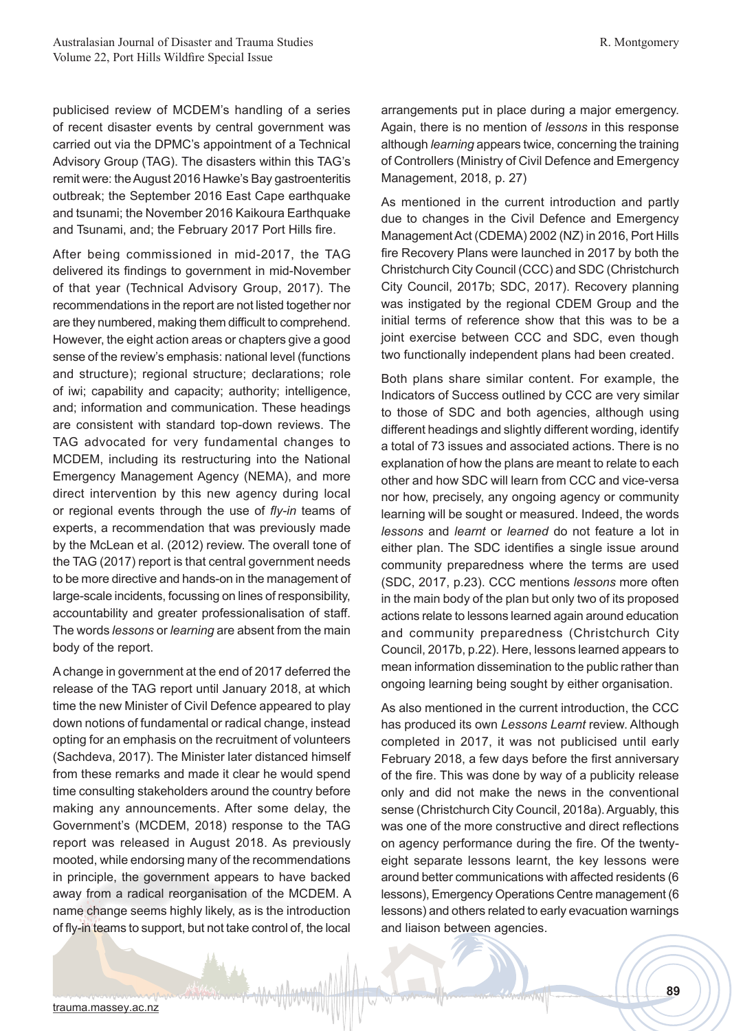publicised review of MCDEM's handling of a series of recent disaster events by central government was carried out via the DPMC's appointment of a Technical Advisory Group (TAG). The disasters within this TAG's remit were: the August 2016 Hawke's Bay gastroenteritis outbreak; the September 2016 East Cape earthquake and tsunami; the November 2016 Kaikoura Earthquake and Tsunami, and; the February 2017 Port Hills fire.

After being commissioned in mid-2017, the TAG delivered its findings to government in mid-November of that year (Technical Advisory Group, 2017). The recommendations in the report are not listed together nor are they numbered, making them difficult to comprehend. However, the eight action areas or chapters give a good sense of the review's emphasis: national level (functions and structure); regional structure; declarations; role of iwi; capability and capacity; authority; intelligence, and; information and communication. These headings are consistent with standard top-down reviews. The TAG advocated for very fundamental changes to MCDEM, including its restructuring into the National Emergency Management Agency (NEMA), and more direct intervention by this new agency during local or regional events through the use of *fly-in* teams of experts, a recommendation that was previously made by the McLean et al. (2012) review. The overall tone of the TAG (2017) report is that central government needs to be more directive and hands-on in the management of large-scale incidents, focussing on lines of responsibility, accountability and greater professionalisation of staff. The words *lessons* or *learning* are absent from the main body of the report.

A change in government at the end of 2017 deferred the release of the TAG report until January 2018, at which time the new Minister of Civil Defence appeared to play down notions of fundamental or radical change, instead opting for an emphasis on the recruitment of volunteers (Sachdeva, 2017). The Minister later distanced himself from these remarks and made it clear he would spend time consulting stakeholders around the country before making any announcements. After some delay, the Government's (MCDEM, 2018) response to the TAG report was released in August 2018. As previously mooted, while endorsing many of the recommendations in principle, the government appears to have backed away from a radical reorganisation of the MCDEM. A name change seems highly likely, as is the introduction of fly-in teams to support, but not take control of, the local arrangements put in place during a major emergency. Again, there is no mention of *lessons* in this response although *learning* appears twice, concerning the training of Controllers (Ministry of Civil Defence and Emergency Management, 2018, p. 27)

As mentioned in the current introduction and partly due to changes in the Civil Defence and Emergency Management Act (CDEMA) 2002 (NZ) in 2016, Port Hills fire Recovery Plans were launched in 2017 by both the Christchurch City Council (CCC) and SDC (Christchurch City Council, 2017b; SDC, 2017). Recovery planning was instigated by the regional CDEM Group and the initial terms of reference show that this was to be a joint exercise between CCC and SDC, even though two functionally independent plans had been created.

Both plans share similar content. For example, the Indicators of Success outlined by CCC are very similar to those of SDC and both agencies, although using different headings and slightly different wording, identify a total of 73 issues and associated actions. There is no explanation of how the plans are meant to relate to each other and how SDC will learn from CCC and vice-versa nor how, precisely, any ongoing agency or community learning will be sought or measured. Indeed, the words *lessons* and *learnt* or *learned* do not feature a lot in either plan. The SDC identifies a single issue around community preparedness where the terms are used (SDC, 2017, p.23). CCC mentions *lessons* more often in the main body of the plan but only two of its proposed actions relate to lessons learned again around education and community preparedness (Christchurch City Council, 2017b, p.22). Here, lessons learned appears to mean information dissemination to the public rather than ongoing learning being sought by either organisation.

As also mentioned in the current introduction, the CCC has produced its own *Lessons Learnt* review. Although completed in 2017, it was not publicised until early February 2018, a few days before the first anniversary of the fire. This was done by way of a publicity release only and did not make the news in the conventional sense (Christchurch City Council, 2018a). Arguably, this was one of the more constructive and direct reflections on agency performance during the fire. Of the twenty-eight separate lessons learnt, the key lessons were around better communications with affected residents (6 lessons), Emergency Operations Centre management (6 lessons) and others related to early evacuation warnings and liaison between agencies.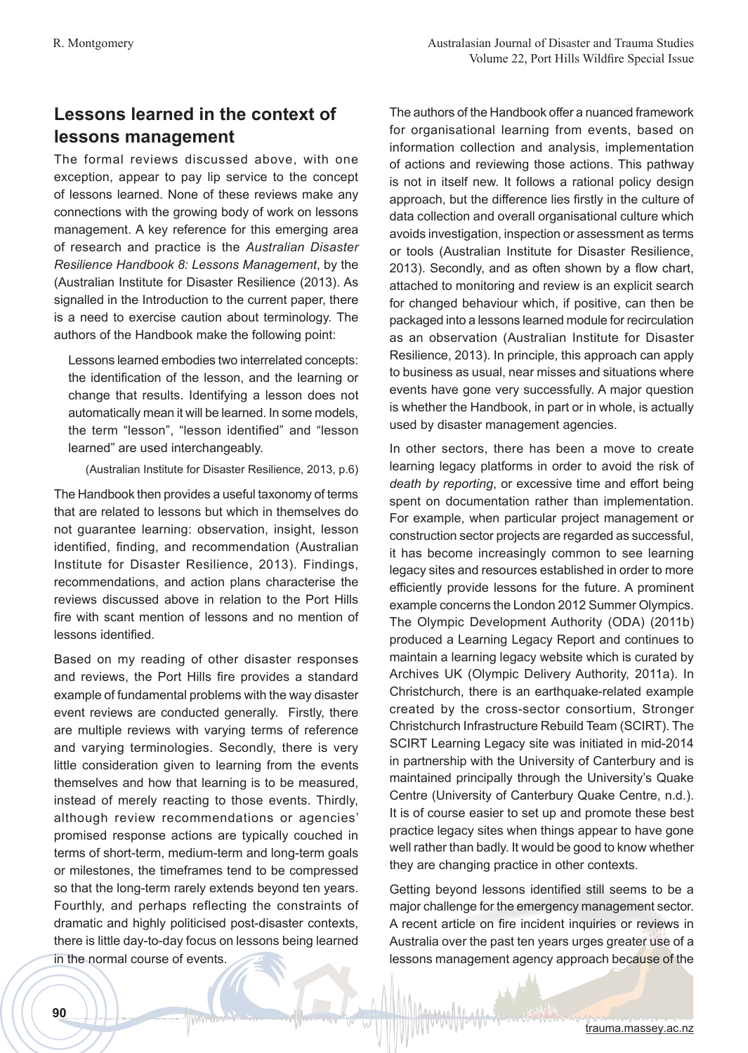## Lessons learned in the context of lessons management

The formal reviews discussed above, with one exception, appear to pay lip service to the concept of lessons learned. None of these reviews make any connections with the growing body of work on lessons management. A key reference for this emerging area of research and practice is the *Australian Disaster Resilience Handbook 8: Lessons Management*, by the (Australian Institute for Disaster Resilience (2013). As signalled in the Introduction to the current paper, there is a need to exercise caution about terminology. The authors of the Handbook make the following point:

> Lessons learned embodies two interrelated concepts: the identification of the lesson, and the learning or change that results. Identifying a lesson does not automatically mean it will be learned. In some models, the term "lesson", "lesson identified" and "lesson learned" are used interchangeably.
>
> (Australian Institute for Disaster Resilience, 2013, p.6)

The Handbook then provides a useful taxonomy of terms that are related to lessons but which in themselves do not guarantee learning: observation, insight, lesson identified, finding, and recommendation (Australian Institute for Disaster Resilience, 2013). Findings, recommendations, and action plans characterise the reviews discussed above in relation to the Port Hills fire with scant mention of lessons and no mention of lessons identified.

Based on my reading of other disaster responses and reviews, the Port Hills fire provides a standard example of fundamental problems with the way disaster event reviews are conducted generally. Firstly, there are multiple reviews with varying terms of reference and varying terminologies. Secondly, there is very little consideration given to learning from the events themselves and how that learning is to be measured, instead of merely reacting to those events. Thirdly, although review recommendations or agencies' promised response actions are typically couched in terms of short-term, medium-term and long-term goals or milestones, the timeframes tend to be compressed so that the long-term rarely extends beyond ten years. Fourthly, and perhaps reflecting the constraints of dramatic and highly politicised post-disaster contexts, there is little day-to-day focus on lessons being learned in the normal course of events.

The authors of the Handbook offer a nuanced framework for organisational learning from events, based on information collection and analysis, implementation of actions and reviewing those actions. This pathway is not in itself new. It follows a rational policy design approach, but the difference lies firstly in the culture of data collection and overall organisational culture which avoids investigation, inspection or assessment as terms or tools (Australian Institute for Disaster Resilience, 2013). Secondly, and as often shown by a flow chart, attached to monitoring and review is an explicit search for changed behaviour which, if positive, can then be packaged into a lessons learned module for recirculation as an observation (Australian Institute for Disaster Resilience, 2013). In principle, this approach can apply to business as usual, near misses and situations where events have gone very successfully. A major question is whether the Handbook, in part or in whole, is actually used by disaster management agencies.

In other sectors, there has been a move to create learning legacy platforms in order to avoid the risk of *death by reporting*, or excessive time and effort being spent on documentation rather than implementation. For example, when particular project management or construction sector projects are regarded as successful, it has become increasingly common to see learning legacy sites and resources established in order to more efficiently provide lessons for the future. A prominent example concerns the London 2012 Summer Olympics. The Olympic Development Authority (ODA) (2011b) produced a Learning Legacy Report and continues to maintain a learning legacy website which is curated by Archives UK (Olympic Delivery Authority, 2011a). In Christchurch, there is an earthquake-related example created by the cross-sector consortium, Stronger Christchurch Infrastructure Rebuild Team (SCIRT). The SCIRT Learning Legacy site was initiated in mid-2014 in partnership with the University of Canterbury and is maintained principally through the University's Quake Centre (University of Canterbury Quake Centre, n.d.). It is of course easier to set up and promote these best practice legacy sites when things appear to have gone well rather than badly. It would be good to know whether they are changing practice in other contexts.

Getting beyond lessons identified still seems to be a major challenge for the emergency management sector. A recent article on fire incident inquiries or reviews in Australia over the past ten years urges greater use of a lessons management agency approach because of the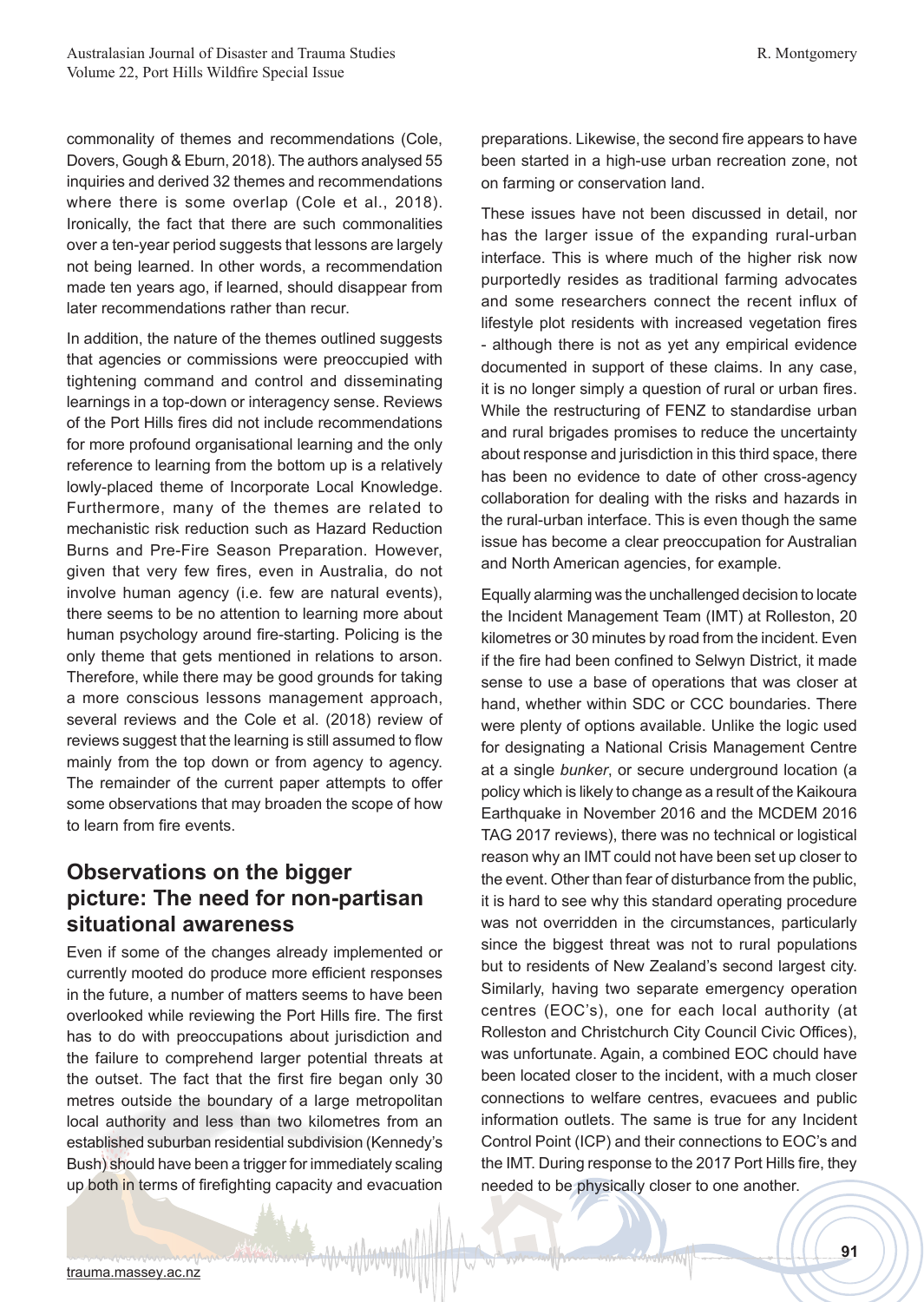commonality of themes and recommendations (Cole, Dovers, Gough & Eburn, 2018). The authors analysed 55 inquiries and derived 32 themes and recommendations where there is some overlap (Cole et al., 2018). Ironically, the fact that there are such commonalities over a ten-year period suggests that lessons are largely not being learned. In other words, a recommendation made ten years ago, if learned, should disappear from later recommendations rather than recur.

In addition, the nature of the themes outlined suggests that agencies or commissions were preoccupied with tightening command and control and disseminating learnings in a top-down or interagency sense. Reviews of the Port Hills fires did not include recommendations for more profound organisational learning and the only reference to learning from the bottom up is a relatively lowly-placed theme of Incorporate Local Knowledge. Furthermore, many of the themes are related to mechanistic risk reduction such as Hazard Reduction Burns and Pre-Fire Season Preparation. However, given that very few fires, even in Australia, do not involve human agency (i.e. few are natural events), there seems to be no attention to learning more about human psychology around fire-starting. Policing is the only theme that gets mentioned in relations to arson. Therefore, while there may be good grounds for taking a more conscious lessons management approach, several reviews and the Cole et al. (2018) review of reviews suggest that the learning is still assumed to flow mainly from the top down or from agency to agency. The remainder of the current paper attempts to offer some observations that may broaden the scope of how to learn from fire events.

## Observations on the bigger picture: The need for non-partisan situational awareness

Even if some of the changes already implemented or currently mooted do produce more efficient responses in the future, a number of matters seems to have been overlooked while reviewing the Port Hills fire. The first has to do with preoccupations about jurisdiction and the failure to comprehend larger potential threats at the outset. The fact that the first fire began only 30 metres outside the boundary of a large metropolitan local authority and less than two kilometres from an established suburban residential subdivision (Kennedy's Bush) should have been a trigger for immediately scaling up both in terms of firefighting capacity and evacuation preparations. Likewise, the second fire appears to have been started in a high-use urban recreation zone, not on farming or conservation land.

These issues have not been discussed in detail, nor has the larger issue of the expanding rural-urban interface. This is where much of the higher risk now purportedly resides as traditional farming advocates and some researchers connect the recent influx of lifestyle plot residents with increased vegetation fires - although there is not as yet any empirical evidence documented in support of these claims. In any case, it is no longer simply a question of rural or urban fires. While the restructuring of FENZ to standardise urban and rural brigades promises to reduce the uncertainty about response and jurisdiction in this third space, there has been no evidence to date of other cross-agency collaboration for dealing with the risks and hazards in the rural-urban interface. This is even though the same issue has become a clear preoccupation for Australian and North American agencies, for example.

Equally alarming was the unchallenged decision to locate the Incident Management Team (IMT) at Rolleston, 20 kilometres or 30 minutes by road from the incident. Even if the fire had been confined to Selwyn District, it made sense to use a base of operations that was closer at hand, whether within SDC or CCC boundaries. There were plenty of options available. Unlike the logic used for designating a National Crisis Management Centre at a single *bunker*, or secure underground location (a policy which is likely to change as a result of the Kaikoura Earthquake in November 2016 and the MCDEM 2016 TAG 2017 reviews), there was no technical or logistical reason why an IMT could not have been set up closer to the event. Other than fear of disturbance from the public, it is hard to see why this standard operating procedure was not overridden in the circumstances, particularly since the biggest threat was not to rural populations but to residents of New Zealand's second largest city. Similarly, having two separate emergency operation centres (EOC's), one for each local authority (at Rolleston and Christchurch City Council Civic Offices), was unfortunate. Again, a combined EOC chould have been located closer to the incident, with a much closer connections to welfare centres, evacuees and public information outlets. The same is true for any Incident Control Point (ICP) and their connections to EOC's and the IMT. During response to the 2017 Port Hills fire, they needed to be physically closer to one another.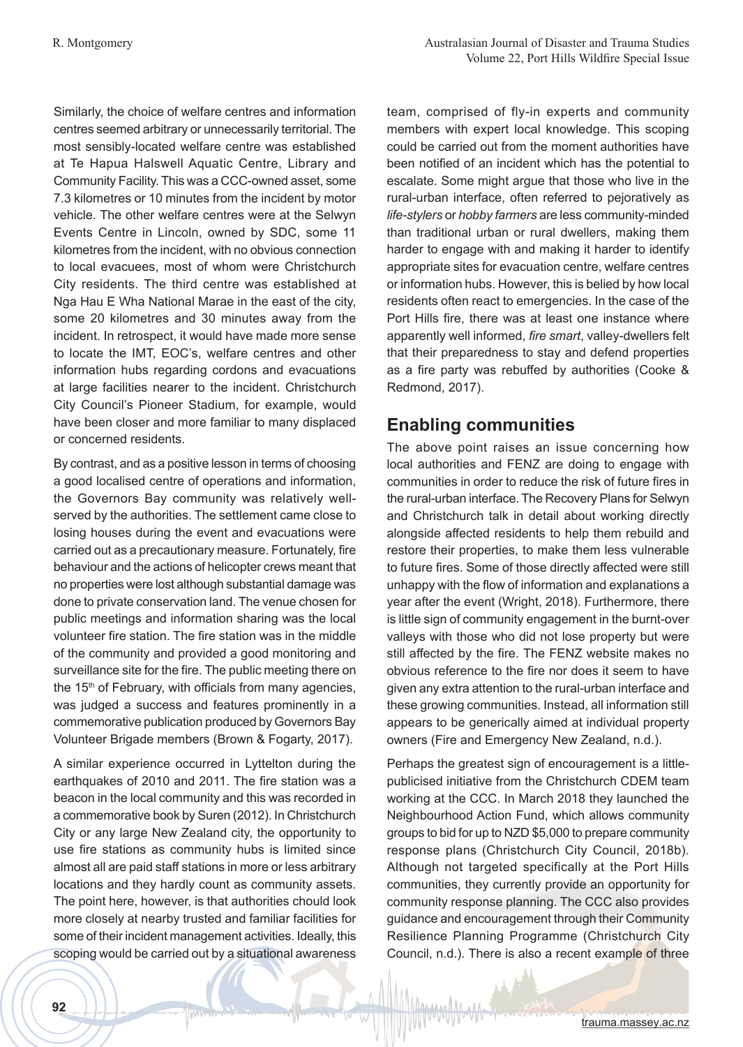Similarly, the choice of welfare centres and information centres seemed arbitrary or unnecessarily territorial. The most sensibly-located welfare centre was established at Te Hapua Halswell Aquatic Centre, Library and Community Facility. This was a CCC-owned asset, some 7.3 kilometres or 10 minutes from the incident by motor vehicle. The other welfare centres were at the Selwyn Events Centre in Lincoln, owned by SDC, some 11 kilometres from the incident, with no obvious connection to local evacuees, most of whom were Christchurch City residents. The third centre was established at Nga Hau E Wha National Marae in the east of the city, some 20 kilometres and 30 minutes away from the incident. In retrospect, it would have made more sense to locate the IMT, EOC's, welfare centres and other information hubs regarding cordons and evacuations at large facilities nearer to the incident. Christchurch City Council's Pioneer Stadium, for example, would have been closer and more familiar to many displaced or concerned residents.

By contrast, and as a positive lesson in terms of choosing a good localised centre of operations and information, the Governors Bay community was relatively well-served by the authorities. The settlement came close to losing houses during the event and evacuations were carried out as a precautionary measure. Fortunately, fire behaviour and the actions of helicopter crews meant that no properties were lost although substantial damage was done to private conservation land. The venue chosen for public meetings and information sharing was the local volunteer fire station. The fire station was in the middle of the community and provided a good monitoring and surveillance site for the fire. The public meeting there on the 15th of February, with officials from many agencies, was judged a success and features prominently in a commemorative publication produced by Governors Bay Volunteer Brigade members (Brown & Fogarty, 2017).

A similar experience occurred in Lyttelton during the earthquakes of 2010 and 2011. The fire station was a beacon in the local community and this was recorded in a commemorative book by Suren (2012). In Christchurch City or any large New Zealand city, the opportunity to use fire stations as community hubs is limited since almost all are paid staff stations in more or less arbitrary locations and they hardly count as community assets. The point here, however, is that authorities should look more closely at nearby trusted and familiar facilities for some of their incident management activities. Ideally, this scoping would be carried out by a situational awareness team, comprised of fly-in experts and community members with expert local knowledge. This scoping could be carried out from the moment authorities have been notified of an incident which has the potential to escalate. Some might argue that those who live in the rural-urban interface, often referred to pejoratively as *life-stylers* or *hobby farmers* are less community-minded than traditional urban or rural dwellers, making them harder to engage with and making it harder to identify appropriate sites for evacuation centre, welfare centres or information hubs. However, this is belied by how local residents often react to emergencies. In the case of the Port Hills fire, there was at least one instance where apparently well informed, *fire smart*, valley-dwellers felt that their preparedness to stay and defend properties as a fire party was rebuffed by authorities (Cooke & Redmond, 2017).

## Enabling communities

The above point raises an issue concerning how local authorities and FENZ are doing to engage with communities in order to reduce the risk of future fires in the rural-urban interface. The Recovery Plans for Selwyn and Christchurch talk in detail about working directly alongside affected residents to help them rebuild and restore their properties, to make them less vulnerable to future fires. Some of those directly affected were still unhappy with the flow of information and explanations a year after the event (Wright, 2018). Furthermore, there is little sign of community engagement in the burnt-over valleys with those who did not lose property but were still affected by the fire. The FENZ website makes no obvious reference to the fire nor does it seem to have given any extra attention to the rural-urban interface and these growing communities. Instead, all information still appears to be generically aimed at individual property owners (Fire and Emergency New Zealand, n.d.).

Perhaps the greatest sign of encouragement is a little-publicised initiative from the Christchurch CDEM team working at the CCC. In March 2018 they launched the Neighbourhood Action Fund, which allows community groups to bid for up to NZD $5,000 to prepare community response plans (Christchurch City Council, 2018b). Although not targeted specifically at the Port Hills communities, they currently provide an opportunity for community response planning. The CCC also provides guidance and encouragement through their Community Resilience Planning Programme (Christchurch City Council, n.d.). There is also a recent example of three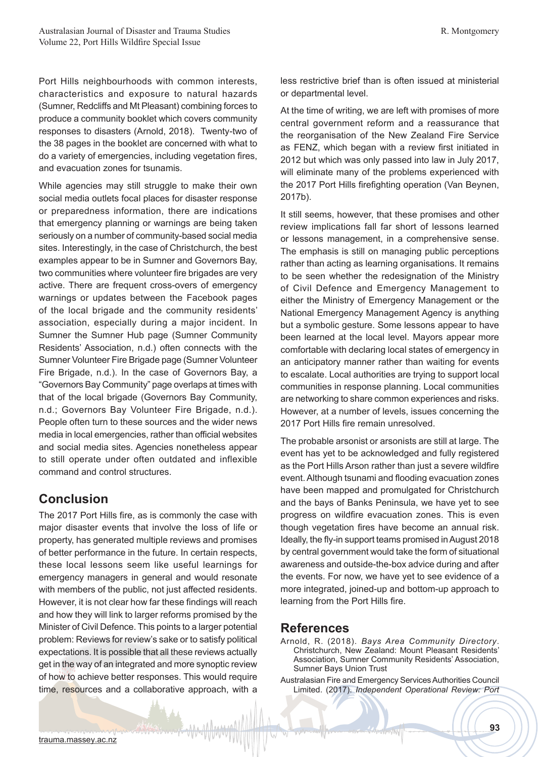Port Hills neighbourhoods with common interests, characteristics and exposure to natural hazards (Sumner, Redcliffs and Mt Pleasant) combining forces to produce a community booklet which covers community responses to disasters (Arnold, 2018). Twenty-two of the 38 pages in the booklet are concerned with what to do a variety of emergencies, including vegetation fires, and evacuation zones for tsunamis.

While agencies may still struggle to make their own social media outlets focal places for disaster response or preparedness information, there are indications that emergency planning or warnings are being taken seriously on a number of community-based social media sites. Interestingly, in the case of Christchurch, the best examples appear to be in Sumner and Governors Bay, two communities where volunteer fire brigades are very active. There are frequent cross-overs of emergency warnings or updates between the Facebook pages of the local brigade and the community residents' association, especially during a major incident. In Sumner the Sumner Hub page (Sumner Community Residents' Association, n.d.) often connects with the Sumner Volunteer Fire Brigade page (Sumner Volunteer Fire Brigade, n.d.). In the case of Governors Bay, a "Governors Bay Community" page overlaps at times with that of the local brigade (Governors Bay Community, n.d.; Governors Bay Volunteer Fire Brigade, n.d.). People often turn to these sources and the wider news media in local emergencies, rather than official websites and social media sites. Agencies nonetheless appear to still operate under often outdated and inflexible command and control structures.

## Conclusion

The 2017 Port Hills fire, as is commonly the case with major disaster events that involve the loss of life or property, has generated multiple reviews and promises of better performance in the future. In certain respects, these local lessons seem like useful learnings for emergency managers in general and would resonate with members of the public, not just affected residents. However, it is not clear how far these findings will reach and how they will link to larger reforms promised by the Minister of Civil Defence. This points to a larger potential problem: Reviews for review's sake or to satisfy political expectations. It is possible that all these reviews actually get in the way of an integrated and more synoptic review of how to achieve better responses. This would require time, resources and a collaborative approach, with a less restrictive brief than is often issued at ministerial or departmental level.

At the time of writing, we are left with promises of more central government reform and a reassurance that the reorganisation of the New Zealand Fire Service as FENZ, which began with a review first initiated in 2012 but which was only passed into law in July 2017, will eliminate many of the problems experienced with the 2017 Port Hills firefighting operation (Van Beynen, 2017b).

It still seems, however, that these promises and other review implications fall far short of lessons learned or lessons management, in a comprehensive sense. The emphasis is still on managing public perceptions rather than acting as learning organisations. It remains to be seen whether the redesignation of the Ministry of Civil Defence and Emergency Management to either the Ministry of Emergency Management or the National Emergency Management Agency is anything but a symbolic gesture. Some lessons appear to have been learned at the local level. Mayors appear more comfortable with declaring local states of emergency in an anticipatory manner rather than waiting for events to escalate. Local authorities are trying to support local communities in response planning. Local communities are networking to share common experiences and risks. However, at a number of levels, issues concerning the 2017 Port Hills fire remain unresolved.

The probable arsonist or arsonists are still at large. The event has yet to be acknowledged and fully registered as the Port Hills Arson rather than just a severe wildfire event. Although tsunami and flooding evacuation zones have been mapped and promulgated for Christchurch and the bays of Banks Peninsula, we have yet to see progress on wildfire evacuation zones. This is even though vegetation fires have become an annual risk. Ideally, the fly-in support teams promised in August 2018 by central government would take the form of situational awareness and outside-the-box advice during and after the events. For now, we have yet to see evidence of a more integrated, joined-up and bottom-up approach to learning from the Port Hills fire.

## References

Arnold, R. (2018). *Bays Area Community Directory*. Christchurch, New Zealand: Mount Pleasant Residents' Association, Sumner Community Residents' Association, Sumner Bays Union Trust

Australasian Fire and Emergency Services Authorities Council Limited. (2017). *Independent Operational Review: Port*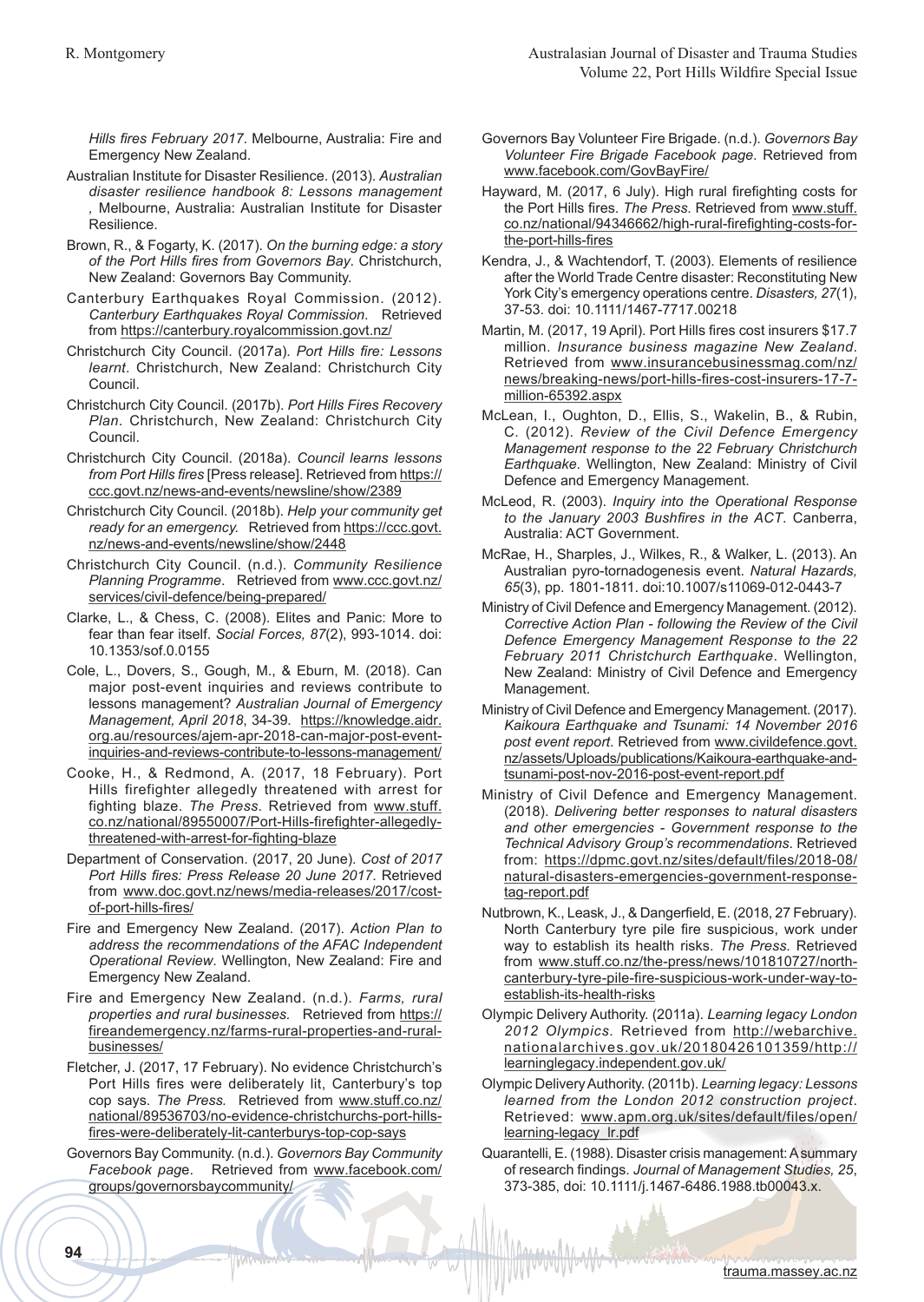*Hills fires February 2017*. Melbourne, Australia: Fire and Emergency New Zealand.

Australian Institute for Disaster Resilience. (2013). *Australian disaster resilience handbook 8: Lessons management ,* Melbourne, Australia: Australian Institute for Disaster Resilience.

Brown, R., & Fogarty, K. (2017). *On the burning edge: a story of the Port Hills fires from Governors Bay*. Christchurch, New Zealand: Governors Bay Community.

Canterbury Earthquakes Royal Commission. (2012). *Canterbury Earthquakes Royal Commission*. Retrieved from https://canterbury.royalcommission.govt.nz/

Christchurch City Council. (2017a). *Port Hills fire: Lessons learnt*. Christchurch, New Zealand: Christchurch City Council.

Christchurch City Council. (2017b). *Port Hills Fires Recovery Plan*. Christchurch, New Zealand: Christchurch City Council.

Christchurch City Council. (2018a). *Council learns lessons from Port Hills fires* [Press release]. Retrieved from https://ccc.govt.nz/news-and-events/newsline/show/2389

Christchurch City Council. (2018b). *Help your community get ready for an emergency.* Retrieved from https://ccc.govt.nz/news-and-events/newsline/show/2448

Christchurch City Council. (n.d.). *Community Resilience Planning Programme*. Retrieved from www.ccc.govt.nz/services/civil-defence/being-prepared/

Clarke, L., & Chess, C. (2008). Elites and Panic: More to fear than fear itself. *Social Forces, 87*(2), 993-1014. doi: 10.1353/sof.0.0155

Cole, L., Dovers, S., Gough, M., & Eburn, M. (2018). Can major post-event inquiries and reviews contribute to lessons management? *Australian Journal of Emergency Management, April 2018*, 34-39. https://knowledge.aidr.org.au/resources/ajem-apr-2018-can-major-post-event-inquiries-and-reviews-contribute-to-lessons-management/

Cooke, H., & Redmond, A. (2017, 18 February). Port Hills firefighter allegedly threatened with arrest for fighting blaze. *The Press*. Retrieved from www.stuff.co.nz/national/89550007/Port-Hills-firefighter-allegedly-threatened-with-arrest-for-fighting-blaze

Department of Conservation. (2017, 20 June). *Cost of 2017 Port Hills fires: Press Release 20 June 2017*. Retrieved from www.doc.govt.nz/news/media-releases/2017/cost-of-port-hills-fires/

Fire and Emergency New Zealand. (2017). *Action Plan to address the recommendations of the AFAC Independent Operational Review*. Wellington, New Zealand: Fire and Emergency New Zealand.

Fire and Emergency New Zealand. (n.d.). *Farms, rural properties and rural businesses.* Retrieved from https://fireandemergency.nz/farms-rural-properties-and-rural-businesses/

Fletcher, J. (2017, 17 February). No evidence Christchurch's Port Hills fires were deliberately lit, Canterbury's top cop says. *The Press.* Retrieved from www.stuff.co.nz/national/89536703/no-evidence-christchurchs-port-hills-fires-were-deliberately-lit-canterburys-top-cop-says

Governors Bay Community. (n.d.). *Governors Bay Community Facebook page*. Retrieved from www.facebook.com/groups/governorsbaycommunity/

Governors Bay Volunteer Fire Brigade. (n.d.). *Governors Bay Volunteer Fire Brigade Facebook page*. Retrieved from www.facebook.com/GovBayFire/

Hayward, M. (2017, 6 July). High rural firefighting costs for the Port Hills fires. *The Press*. Retrieved from www.stuff.co.nz/national/94346662/high-rural-firefighting-costs-for-the-port-hills-fires

Kendra, J., & Wachtendorf, T. (2003). Elements of resilience after the World Trade Centre disaster: Reconstituting New York City's emergency operations centre. *Disasters, 27*(1), 37-53. doi: 10.1111/1467-7717.00218

Martin, M. (2017, 19 April). Port Hills fires cost insurers $17.7 million. *Insurance business magazine New Zealand*. Retrieved from www.insurancebusinessmag.com/nz/news/breaking-news/port-hills-fires-cost-insurers-17-7-million-65392.aspx

McLean, I., Oughton, D., Ellis, S., Wakelin, B., & Rubin, C. (2012). *Review of the Civil Defence Emergency Management response to the 22 February Christchurch Earthquake*. Wellington, New Zealand: Ministry of Civil Defence and Emergency Management.

McLeod, R. (2003). *Inquiry into the Operational Response to the January 2003 Bushfires in the ACT*. Canberra, Australia: ACT Government.

McRae, H., Sharples, J., Wilkes, R., & Walker, L. (2013). An Australian pyro-tornadogenesis event. *Natural Hazards, 65*(3), pp. 1801-1811. doi:10.1007/s11069-012-0443-7

Ministry of Civil Defence and Emergency Management. (2012). *Corrective Action Plan - following the Review of the Civil Defence Emergency Management Response to the 22 February 2011 Christchurch Earthquake*. Wellington, New Zealand: Ministry of Civil Defence and Emergency Management.

Ministry of Civil Defence and Emergency Management. (2017). *Kaikoura Earthquake and Tsunami: 14 November 2016 post event report*. Retrieved from www.civildefence.govt.nz/assets/Uploads/publications/Kaikoura-earthquake-and-tsunami-post-nov-2016-post-event-report.pdf

Ministry of Civil Defence and Emergency Management. (2018). *Delivering better responses to natural disasters and other emergencies - Government response to the Technical Advisory Group's recommendations*. Retrieved from: https://dpmc.govt.nz/sites/default/files/2018-08/natural-disasters-emergencies-government-response-tag-report.pdf

Nutbrown, K., Leask, J., & Dangerfield, E. (2018, 27 February). North Canterbury tyre pile fire suspicious, work under way to establish its health risks. *The Press*. Retrieved from www.stuff.co.nz/the-press/news/101810727/north-canterbury-tyre-pile-fire-suspicious-work-under-way-to-establish-its-health-risks

Olympic Delivery Authority. (2011a). *Learning legacy London 2012 Olympics*. Retrieved from http://webarchive.nationalarchives.gov.uk/20180426101359/http://learninglegacy.independent.gov.uk/

Olympic Delivery Authority. (2011b). *Learning legacy: Lessons learned from the London 2012 construction project*. Retrieved: www.apm.org.uk/sites/default/files/open/learning-legacy_lr.pdf

Quarantelli, E. (1988). Disaster crisis management: A summary of research findings. *Journal of Management Studies, 25*, 373-385, doi: 10.1111/j.1467-6486.1988.tb00043.x.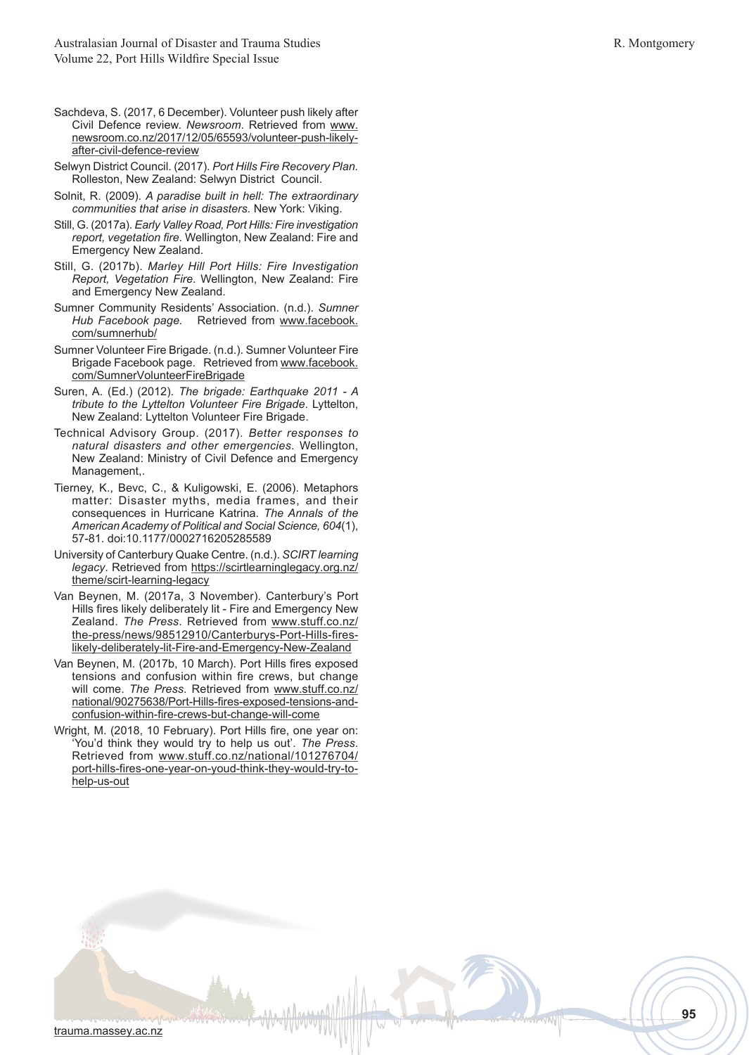Sachdeva, S. (2017, 6 December). Volunteer push likely after Civil Defence review. *Newsroom*. Retrieved from www.newsroom.co.nz/2017/12/05/65593/volunteer-push-likely-after-civil-defence-review

Selwyn District Council. (2017). *Port Hills Fire Recovery Plan.* Rolleston, New Zealand: Selwyn District Council.

Solnit, R. (2009). *A paradise built in hell: The extraordinary communities that arise in disasters*. New York: Viking.

Still, G. (2017a). *Early Valley Road, Port Hills: Fire investigation report, vegetation fire*. Wellington, New Zealand: Fire and Emergency New Zealand.

Still, G. (2017b). *Marley Hill Port Hills: Fire Investigation Report, Vegetation Fire*. Wellington, New Zealand: Fire and Emergency New Zealand.

Sumner Community Residents' Association. (n.d.). *Sumner Hub Facebook page*. Retrieved from www.facebook.com/sumnerhub/

Sumner Volunteer Fire Brigade. (n.d.). Sumner Volunteer Fire Brigade Facebook page. Retrieved from www.facebook.com/SumnerVolunteerFireBrigade

Suren, A. (Ed.) (2012). *The brigade: Earthquake 2011 - A tribute to the Lyttelton Volunteer Fire Brigade*. Lyttelton, New Zealand: Lyttelton Volunteer Fire Brigade.

Technical Advisory Group. (2017). *Better responses to natural disasters and other emergencies*. Wellington, New Zealand: Ministry of Civil Defence and Emergency Management,.

Tierney, K., Bevc, C., & Kuligowski, E. (2006). Metaphors matter: Disaster myths, media frames, and their consequences in Hurricane Katrina. *The Annals of the American Academy of Political and Social Science, 604*(1), 57-81. doi:10.1177/0002716205285589

University of Canterbury Quake Centre. (n.d.). *SCIRT learning legacy*. Retrieved from https://scirtlearninglegacy.org.nz/theme/scirt-learning-legacy

Van Beynen, M. (2017a, 3 November). Canterbury's Port Hills fires likely deliberately lit - Fire and Emergency New Zealand. *The Press*. Retrieved from www.stuff.co.nz/the-press/news/98512910/Canterburys-Port-Hills-fires-likely-deliberately-lit-Fire-and-Emergency-New-Zealand

Van Beynen, M. (2017b, 10 March). Port Hills fires exposed tensions and confusion within fire crews, but change will come. *The Press*. Retrieved from www.stuff.co.nz/national/90275638/Port-Hills-fires-exposed-tensions-and-confusion-within-fire-crews-but-change-will-come

Wright, M. (2018, 10 February). Port Hills fire, one year on: 'You'd think they would try to help us out'. *The Press*. Retrieved from www.stuff.co.nz/national/101276704/port-hills-fires-one-year-on-youd-think-they-would-try-to-help-us-out